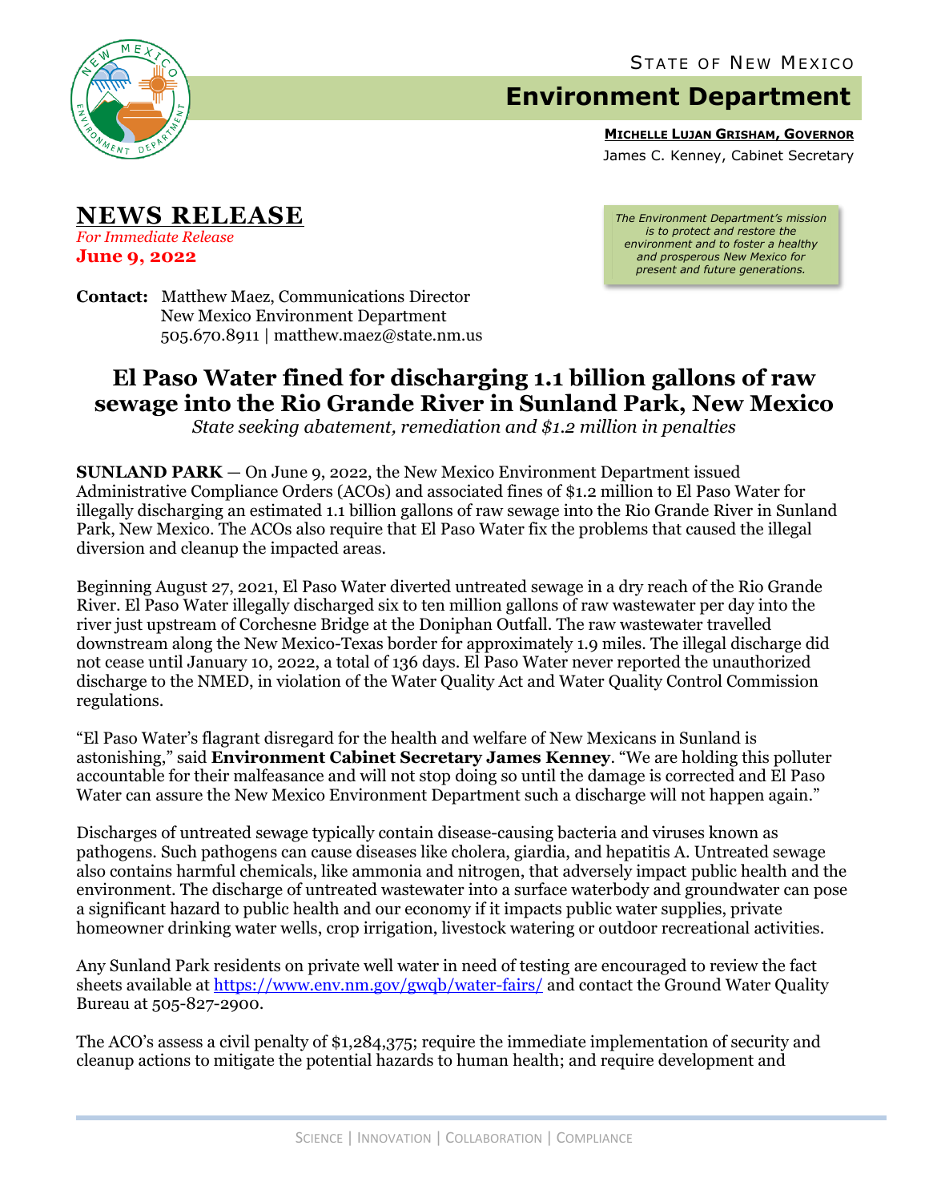STATE OF NEW MEXICO

# Environment Department

**MICHELLE LUJAN GRISHAM, GOVERNOR**

James C. Kenney, Cabinet Secretary

## NEWS RELEASE

*For Immediate Release*

**June 9, 2022**

*The Environment Department's mission is to protect and restore the environment and to foster a healthy and prosperous New Mexico for present and future generations.*

**Contact:** Matthew Maez, Communications Director
New Mexico Environment Department
505.670.8911 | matthew.maez@state.nm.us

# El Paso Water fined for discharging 1.1 billion gallons of raw sewage into the Rio Grande River in Sunland Park, New Mexico

*State seeking abatement, remediation and $1.2 million in penalties*

**SUNLAND PARK** — On June 9, 2022, the New Mexico Environment Department issued Administrative Compliance Orders (ACOs) and associated fines of $1.2 million to El Paso Water for illegally discharging an estimated 1.1 billion gallons of raw sewage into the Rio Grande River in Sunland Park, New Mexico. The ACOs also require that El Paso Water fix the problems that caused the illegal diversion and cleanup the impacted areas.

Beginning August 27, 2021, El Paso Water diverted untreated sewage in a dry reach of the Rio Grande River. El Paso Water illegally discharged six to ten million gallons of raw wastewater per day into the river just upstream of Corchesne Bridge at the Doniphan Outfall. The raw wastewater travelled downstream along the New Mexico-Texas border for approximately 1.9 miles. The illegal discharge did not cease until January 10, 2022, a total of 136 days. El Paso Water never reported the unauthorized discharge to the NMED, in violation of the Water Quality Act and Water Quality Control Commission regulations.

"El Paso Water's flagrant disregard for the health and welfare of New Mexicans in Sunland is astonishing," said **Environment Cabinet Secretary James Kenney**. "We are holding this polluter accountable for their malfeasance and will not stop doing so until the damage is corrected and El Paso Water can assure the New Mexico Environment Department such a discharge will not happen again."

Discharges of untreated sewage typically contain disease-causing bacteria and viruses known as pathogens. Such pathogens can cause diseases like cholera, giardia, and hepatitis A. Untreated sewage also contains harmful chemicals, like ammonia and nitrogen, that adversely impact public health and the environment. The discharge of untreated wastewater into a surface waterbody and groundwater can pose a significant hazard to public health and our economy if it impacts public water supplies, private homeowner drinking water wells, crop irrigation, livestock watering or outdoor recreational activities.

Any Sunland Park residents on private well water in need of testing are encouraged to review the fact sheets available at [https://www.env.nm.gov/gwqb/water-fairs/](https://www.env.nm.gov/gwqb/water-fairs/) and contact the Ground Water Quality Bureau at 505-827-2900.

The ACO's assess a civil penalty of $1,284,375; require the immediate implementation of security and cleanup actions to mitigate the potential hazards to human health; and require development and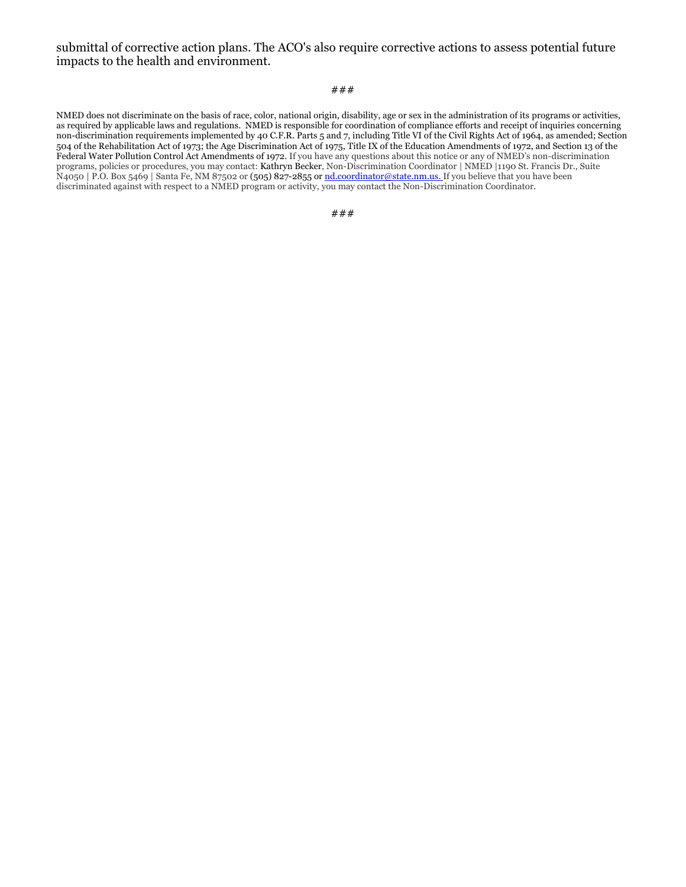submittal of corrective action plans. The ACO's also require corrective actions to assess potential future impacts to the health and environment.

###

NMED does not discriminate on the basis of race, color, national origin, disability, age or sex in the administration of its programs or activities, as required by applicable laws and regulations. NMED is responsible for coordination of compliance efforts and receipt of inquiries concerning non-discrimination requirements implemented by 40 C.F.R. Parts 5 and 7, including Title VI of the Civil Rights Act of 1964, as amended; Section 504 of the Rehabilitation Act of 1973; the Age Discrimination Act of 1975, Title IX of the Education Amendments of 1972, and Section 13 of the Federal Water Pollution Control Act Amendments of 1972. If you have any questions about this notice or any of NMED's non-discrimination programs, policies or procedures, you may contact: Kathryn Becker, Non-Discrimination Coordinator | NMED |1190 St. Francis Dr., Suite N4050 | P.O. Box 5469 | Santa Fe, NM 87502 or (505) 827-2855 or nd.coordinator@state.nm.us. If you believe that you have been discriminated against with respect to a NMED program or activity, you may contact the Non-Discrimination Coordinator.

###